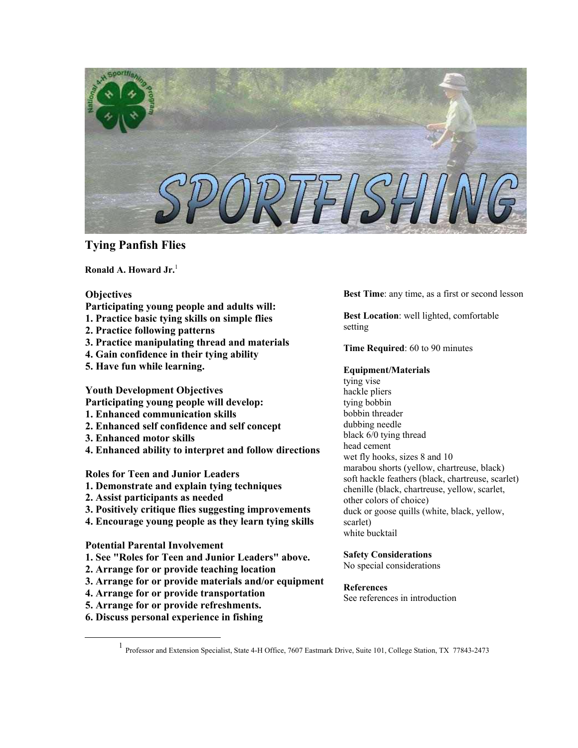# Tying Panfish Flies

**Ronald A. Howard Jr.**[1]

**Objectives**

**Participating young people and adults will:**

1. **Practice basic tying skills on simple flies**
2. **Practice following patterns**
3. **Practice manipulating thread and materials**
4. **Gain confidence in their tying ability**
5. **Have fun while learning.**

**Youth Development Objectives**

**Participating young people will develop:**

1. **Enhanced communication skills**
2. **Enhanced self confidence and self concept**
3. **Enhanced motor skills**
4. **Enhanced ability to interpret and follow directions**

**Roles for Teen and Junior Leaders**

1. **Demonstrate and explain tying techniques**
2. **Assist participants as needed**
3. **Positively critique flies suggesting improvements**
4. **Encourage young people as they learn tying skills**

**Potential Parental Involvement**

1. **See "Roles for Teen and Junior Leaders" above.**
2. **Arrange for or provide teaching location**
3. **Arrange for or provide materials and/or equipment**
4. **Arrange for or provide transportation**
5. **Arrange for or provide refreshments.**
6. **Discuss personal experience in fishing**

**Best Time**: any time, as a first or second lesson

**Best Location**: well lighted, comfortable setting

**Time Required**: 60 to 90 minutes

**Equipment/Materials**

tying vise
hackle pliers
tying bobbin
bobbin threader
dubbing needle
black 6/0 tying thread
head cement
wet fly hooks, sizes 8 and 10
marabou shorts (yellow, chartreuse, black)
soft hackle feathers (black, chartreuse, scarlet)
chenille (black, chartreuse, yellow, scarlet, other colors of choice)
duck or goose quills (white, black, yellow, scarlet)
white bucktail

**Safety Considerations**

No special considerations

**References**

See references in introduction

---

[1] Professor and Extension Specialist, State 4-H Office, 7607 Eastmark Drive, Suite 101, College Station, TX 77843-2473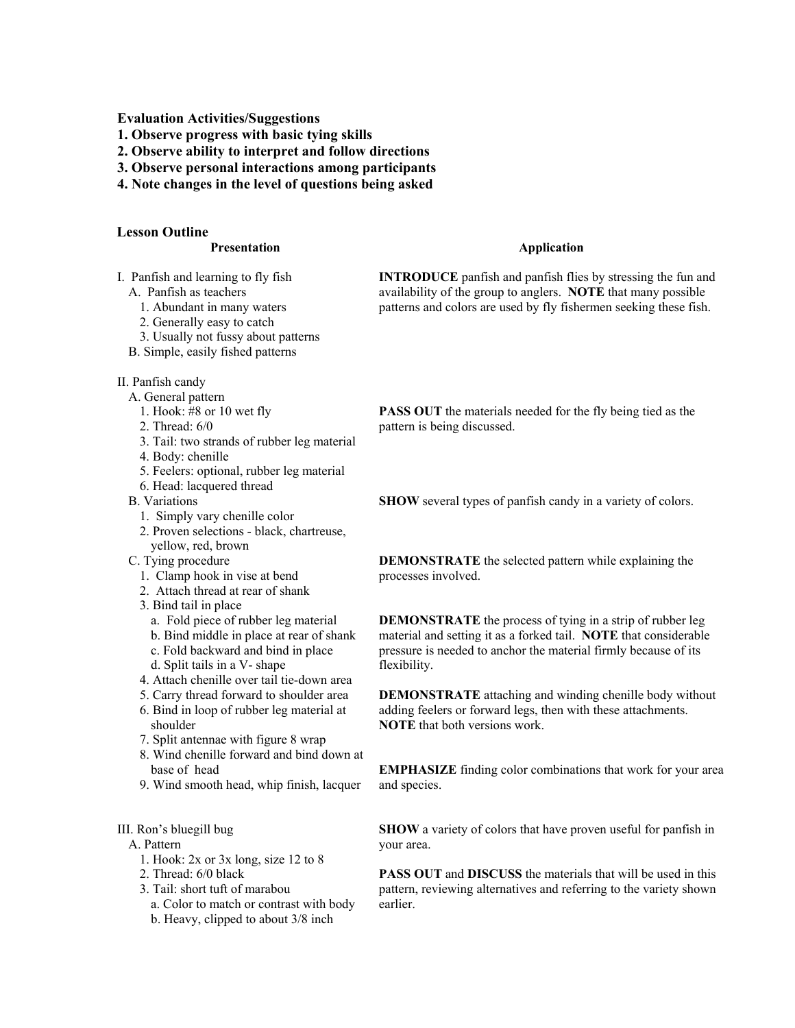**Evaluation Activities/Suggestions**

**1. Observe progress with basic tying skills**

**2. Observe ability to interpret and follow directions**

**3. Observe personal interactions among participants**

**4. Note changes in the level of questions being asked**

**Lesson Outline**

| Presentation | Application |
|---|---|
| I. Panfish and learning to fly fish<br>A. Panfish as teachers<br>1. Abundant in many waters<br>2. Generally easy to catch<br>3. Usually not fussy about patterns<br>B. Simple, easily fished patterns | **INTRODUCE** panfish and panfish flies by stressing the fun and availability of the group to anglers. **NOTE** that many possible patterns and colors are used by fly fishermen seeking these fish. |
| II. Panfish candy<br>A. General pattern<br>1. Hook: #8 or 10 wet fly<br>2. Thread: 6/0<br>3. Tail: two strands of rubber leg material<br>4. Body: chenille<br>5. Feelers: optional, rubber leg material<br>6. Head: lacquered thread | **PASS OUT** the materials needed for the fly being tied as the pattern is being discussed. |
| B. Variations<br>1. Simply vary chenille color<br>2. Proven selections - black, chartreuse, yellow, red, brown | **SHOW** several types of panfish candy in a variety of colors. |
| C. Tying procedure<br>1. Clamp hook in vise at bend<br>2. Attach thread at rear of shank | **DEMONSTRATE** the selected pattern while explaining the processes involved. |
| 3. Bind tail in place<br>a. Fold piece of rubber leg material<br>b. Bind middle in place at rear of shank<br>c. Fold backward and bind in place<br>d. Split tails in a V- shape | **DEMONSTRATE** the process of tying in a strip of rubber leg material and setting it as a forked tail. **NOTE** that considerable pressure is needed to anchor the material firmly because of its flexibility. |
| 4. Attach chenille over tail tie-down area<br>5. Carry thread forward to shoulder area<br>6. Bind in loop of rubber leg material at shoulder<br>7. Split antennae with figure 8 wrap | **DEMONSTRATE** attaching and winding chenille body without adding feelers or forward legs, then with these attachments. **NOTE** that both versions work. |
| 8. Wind chenille forward and bind down at base of head<br>9. Wind smooth head, whip finish, lacquer | **EMPHASIZE** finding color combinations that work for your area and species. |
| III. Ron's bluegill bug | **SHOW** a variety of colors that have proven useful for panfish in your area. |
| A. Pattern<br>1. Hook: 2x or 3x long, size 12 to 8<br>2. Thread: 6/0 black<br>3. Tail: short tuft of marabou<br>a. Color to match or contrast with body<br>b. Heavy, clipped to about 3/8 inch | **PASS OUT** and **DISCUSS** the materials that will be used in this pattern, reviewing alternatives and referring to the variety shown earlier. |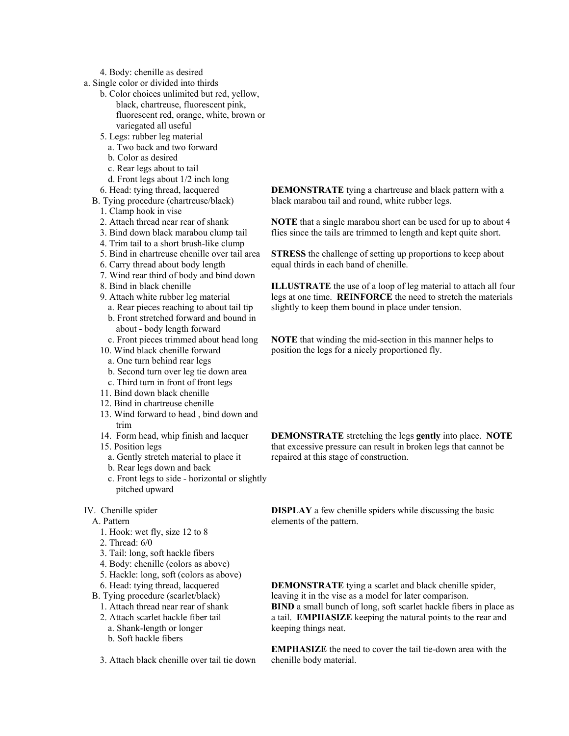4. Body: chenille as desired

a. Single color or divided into thirds

   b. Color choices unlimited but red, yellow, black, chartreuse, fluorescent pink, fluorescent red, orange, white, brown or variegated all useful

5. Legs: rubber leg material
   - a. Two back and two forward
   - b. Color as desired
   - c. Rear legs about to tail
   - d. Front legs about 1/2 inch long
6. Head: tying thread, lacquered

B. Tying procedure (chartreuse/black)

**DEMONSTRATE** tying a chartreuse and black pattern with a black marabou tail and round, white rubber legs.

1. Clamp hook in vise
2. Attach thread near rear of shank
3. Bind down black marabou clump tail
4. Trim tail to a short brush-like clump

**NOTE** that a single marabou short can be used for up to about 4 flies since the tails are trimmed to length and kept quite short.

5. Bind in chartreuse chenille over tail area
6. Carry thread about body length
7. Wind rear third of body and bind down

**STRESS** the challenge of setting up proportions to keep about equal thirds in each band of chenille.

8. Bind in black chenille
9. Attach white rubber leg material
   - a. Rear pieces reaching to about tail tip
   - b. Front stretched forward and bound in about - body length forward
   - c. Front pieces trimmed about head long

**ILLUSTRATE** the use of a loop of leg material to attach all four legs at one time. **REINFORCE** the need to stretch the materials slightly to keep them bound in place under tension.

10. Wind black chenille forward
    - a. One turn behind rear legs
    - b. Second turn over leg tie down area
    - c. Third turn in front of front legs

**NOTE** that winding the mid-section in this manner helps to position the legs for a nicely proportioned fly.

11. Bind down black chenille
12. Bind in chartreuse chenille
13. Wind forward to head , bind down and trim
14. Form head, whip finish and lacquer
15. Position legs
    - a. Gently stretch material to place it
    - b. Rear legs down and back
    - c. Front legs to side - horizontal or slightly pitched upward

**DEMONSTRATE** stretching the legs **gently** into place. **NOTE** that excessive pressure can result in broken legs that cannot be repaired at this stage of construction.

IV. Chenille spider

A. Pattern

**DISPLAY** a few chenille spiders while discussing the basic elements of the pattern.

1. Hook: wet fly, size 12 to 8
2. Thread: 6/0
3. Tail: long, soft hackle fibers
4. Body: chenille (colors as above)
5. Hackle: long, soft (colors as above)
6. Head: tying thread, lacquered

B. Tying procedure (scarlet/black)

**DEMONSTRATE** tying a scarlet and black chenille spider, leaving it in the vise as a model for later comparison.

1. Attach thread near rear of shank
2. Attach scarlet hackle fiber tail
   - a. Shank-length or longer
   - b. Soft hackle fibers

**BIND** a small bunch of long, soft scarlet hackle fibers in place as a tail. **EMPHASIZE** keeping the natural points to the rear and keeping things neat.

3. Attach black chenille over tail tie down

**EMPHASIZE** the need to cover the tail tie-down area with the chenille body material.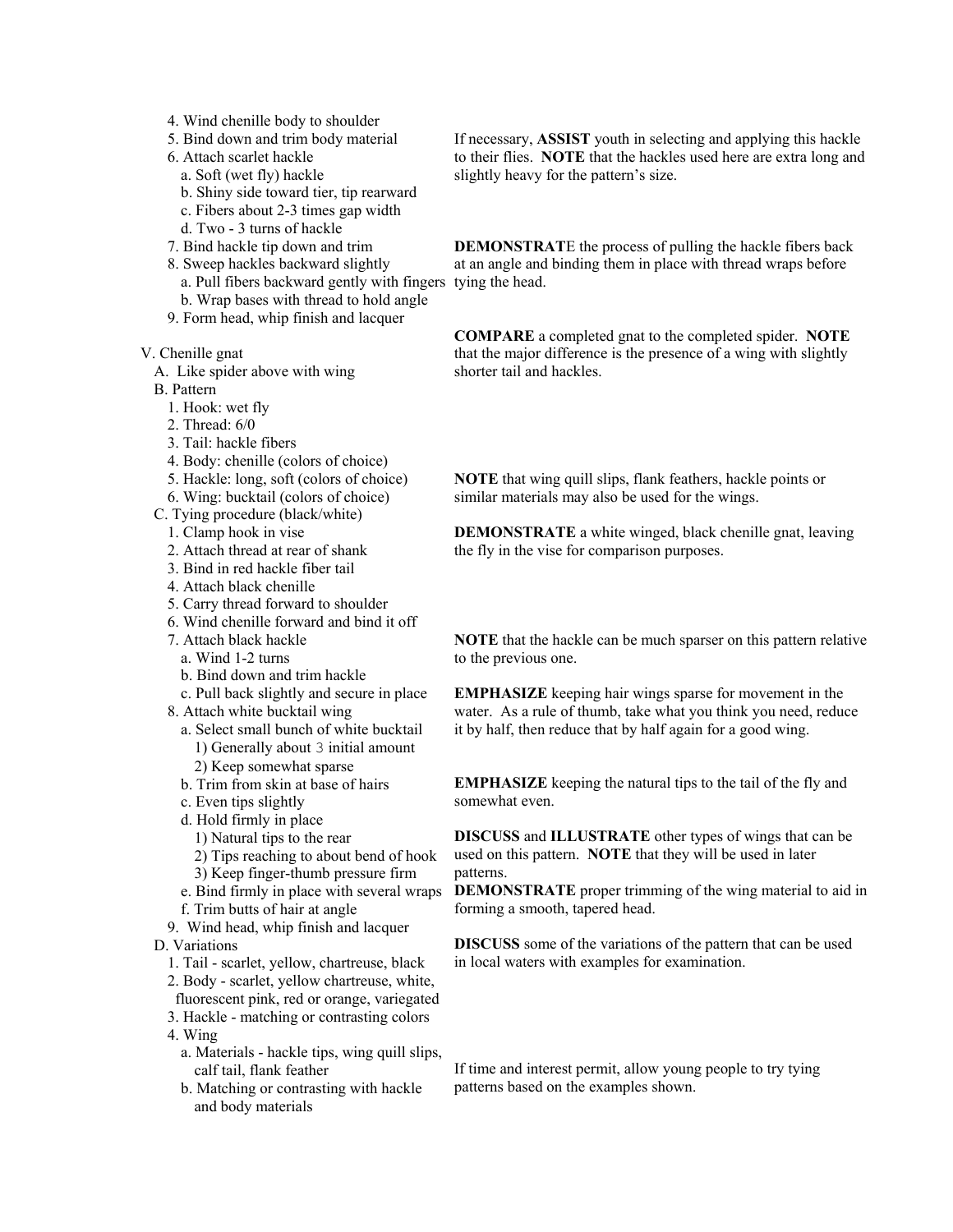4. Wind chenille body to shoulder
5. Bind down and trim body material
6. Attach scarlet hackle
   a. Soft (wet fly) hackle
   b. Shiny side toward tier, tip rearward
   c. Fibers about 2-3 times gap width
   d. Two - 3 turns of hackle
7. Bind hackle tip down and trim
8. Sweep hackles backward slightly
   a. Pull fibers backward gently with fingers
   b. Wrap bases with thread to hold angle
9. Form head, whip finish and lacquer

If necessary, **ASSIST** youth in selecting and applying this hackle to their flies. **NOTE** that the hackles used here are extra long and slightly heavy for the pattern's size.

**DEMONSTRAT**E the process of pulling the hackle fibers back at an angle and binding them in place with thread wraps before tying the head.

V. Chenille gnat
  A. Like spider above with wing
  B. Pattern
    1. Hook: wet fly
    2. Thread: 6/0
    3. Tail: hackle fibers
    4. Body: chenille (colors of choice)
    5. Hackle: long, soft (colors of choice)
    6. Wing: bucktail (colors of choice)
  C. Tying procedure (black/white)
    1. Clamp hook in vise
    2. Attach thread at rear of shank
    3. Bind in red hackle fiber tail
    4. Attach black chenille
    5. Carry thread forward to shoulder
    6. Wind chenille forward and bind it off
    7. Attach black hackle
      a. Wind 1-2 turns
      b. Bind down and trim hackle
      c. Pull back slightly and secure in place
    8. Attach white bucktail wing
      a. Select small bunch of white bucktail
        1) Generally about 3 initial amount
        2) Keep somewhat sparse
      b. Trim from skin at base of hairs
      c. Even tips slightly
      d. Hold firmly in place
        1) Natural tips to the rear
        2) Tips reaching to about bend of hook
        3) Keep finger-thumb pressure firm
      e. Bind firmly in place with several wraps
      f. Trim butts of hair at angle
    9. Wind head, whip finish and lacquer
  D. Variations
    1. Tail - scarlet, yellow, chartreuse, black
    2. Body - scarlet, yellow chartreuse, white, fluorescent pink, red or orange, variegated
    3. Hackle - matching or contrasting colors
    4. Wing
      a. Materials - hackle tips, wing quill slips, calf tail, flank feather
      b. Matching or contrasting with hackle and body materials

**COMPARE** a completed gnat to the completed spider. **NOTE** that the major difference is the presence of a wing with slightly shorter tail and hackles.

**NOTE** that wing quill slips, flank feathers, hackle points or similar materials may also be used for the wings.

**DEMONSTRATE** a white winged, black chenille gnat, leaving the fly in the vise for comparison purposes.

**NOTE** that the hackle can be much sparser on this pattern relative to the previous one.

**EMPHASIZE** keeping hair wings sparse for movement in the water. As a rule of thumb, take what you think you need, reduce it by half, then reduce that by half again for a good wing.

**EMPHASIZE** keeping the natural tips to the tail of the fly and somewhat even.

**DISCUSS** and **ILLUSTRATE** other types of wings that can be used on this pattern. **NOTE** that they will be used in later patterns.

**DEMONSTRATE** proper trimming of the wing material to aid in forming a smooth, tapered head.

**DISCUSS** some of the variations of the pattern that can be used in local waters with examples for examination.

If time and interest permit, allow young people to try tying patterns based on the examples shown.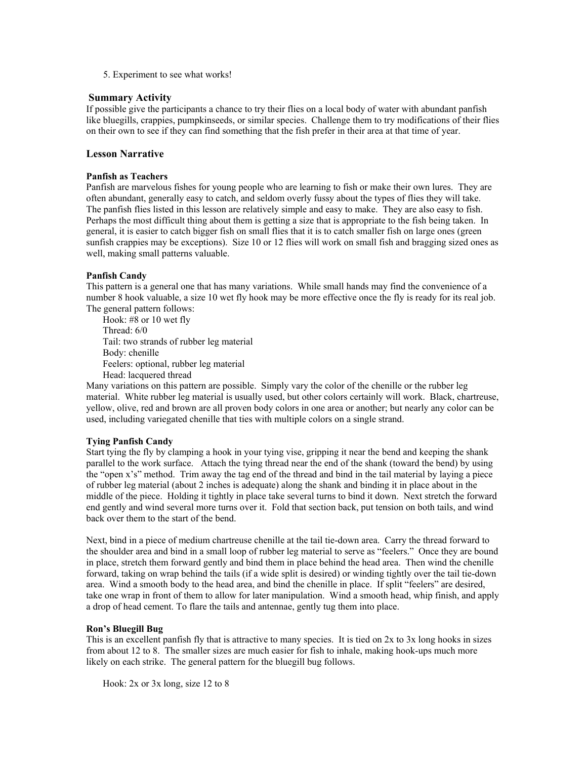5. Experiment to see what works!

## Summary Activity

If possible give the participants a chance to try their flies on a local body of water with abundant panfish like bluegills, crappies, pumpkinseeds, or similar species. Challenge them to try modifications of their flies on their own to see if they can find something that the fish prefer in their area at that time of year.

## Lesson Narrative

### Panfish as Teachers

Panfish are marvelous fishes for young people who are learning to fish or make their own lures. They are often abundant, generally easy to catch, and seldom overly fussy about the types of flies they will take. The panfish flies listed in this lesson are relatively simple and easy to make. They are also easy to fish. Perhaps the most difficult thing about them is getting a size that is appropriate to the fish being taken. In general, it is easier to catch bigger fish on small flies that it is to catch smaller fish on large ones (green sunfish crappies may be exceptions). Size 10 or 12 flies will work on small fish and bragging sized ones as well, making small patterns valuable.

### Panfish Candy

This pattern is a general one that has many variations. While small hands may find the convenience of a number 8 hook valuable, a size 10 wet fly hook may be more effective once the fly is ready for its real job. The general pattern follows:

Hook: #8 or 10 wet fly
Thread: 6/0
Tail: two strands of rubber leg material
Body: chenille
Feelers: optional, rubber leg material
Head: lacquered thread

Many variations on this pattern are possible. Simply vary the color of the chenille or the rubber leg material. White rubber leg material is usually used, but other colors certainly will work. Black, chartreuse, yellow, olive, red and brown are all proven body colors in one area or another; but nearly any color can be used, including variegated chenille that ties with multiple colors on a single strand.

### Tying Panfish Candy

Start tying the fly by clamping a hook in your tying vise, gripping it near the bend and keeping the shank parallel to the work surface. Attach the tying thread near the end of the shank (toward the bend) by using the "open x's" method. Trim away the tag end of the thread and bind in the tail material by laying a piece of rubber leg material (about 2 inches is adequate) along the shank and binding it in place about in the middle of the piece. Holding it tightly in place take several turns to bind it down. Next stretch the forward end gently and wind several more turns over it. Fold that section back, put tension on both tails, and wind back over them to the start of the bend.

Next, bind in a piece of medium chartreuse chenille at the tail tie-down area. Carry the thread forward to the shoulder area and bind in a small loop of rubber leg material to serve as "feelers." Once they are bound in place, stretch them forward gently and bind them in place behind the head area. Then wind the chenille forward, taking on wrap behind the tails (if a wide split is desired) or winding tightly over the tail tie-down area. Wind a smooth body to the head area, and bind the chenille in place. If split "feelers" are desired, take one wrap in front of them to allow for later manipulation. Wind a smooth head, whip finish, and apply a drop of head cement. To flare the tails and antennae, gently tug them into place.

### Ron's Bluegill Bug

This is an excellent panfish fly that is attractive to many species. It is tied on 2x to 3x long hooks in sizes from about 12 to 8. The smaller sizes are much easier for fish to inhale, making hook-ups much more likely on each strike. The general pattern for the bluegill bug follows.

Hook: 2x or 3x long, size 12 to 8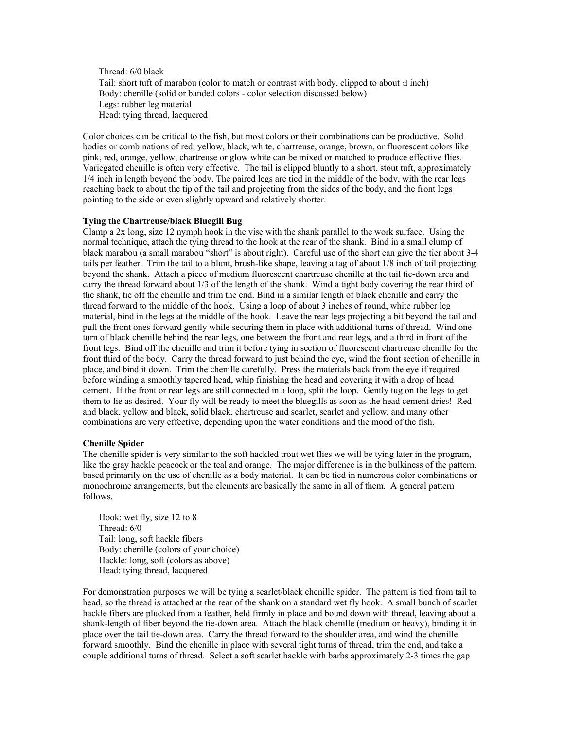Thread: 6/0 black
Tail: short tuft of marabou (color to match or contrast with body, clipped to about d inch)
Body: chenille (solid or banded colors - color selection discussed below)
Legs: rubber leg material
Head: tying thread, lacquered

Color choices can be critical to the fish, but most colors or their combinations can be productive. Solid bodies or combinations of red, yellow, black, white, chartreuse, orange, brown, or fluorescent colors like pink, red, orange, yellow, chartreuse or glow white can be mixed or matched to produce effective flies. Variegated chenille is often very effective. The tail is clipped bluntly to a short, stout tuft, approximately 1/4 inch in length beyond the body. The paired legs are tied in the middle of the body, with the rear legs reaching back to about the tip of the tail and projecting from the sides of the body, and the front legs pointing to the side or even slightly upward and relatively shorter.

**Tying the Chartreuse/black Bluegill Bug**

Clamp a 2x long, size 12 nymph hook in the vise with the shank parallel to the work surface. Using the normal technique, attach the tying thread to the hook at the rear of the shank. Bind in a small clump of black marabou (a small marabou "short" is about right). Careful use of the short can give the tier about 3-4 tails per feather. Trim the tail to a blunt, brush-like shape, leaving a tag of about 1/8 inch of tail projecting beyond the shank. Attach a piece of medium fluorescent chartreuse chenille at the tail tie-down area and carry the thread forward about 1/3 of the length of the shank. Wind a tight body covering the rear third of the shank, tie off the chenille and trim the end. Bind in a similar length of black chenille and carry the thread forward to the middle of the hook. Using a loop of about 3 inches of round, white rubber leg material, bind in the legs at the middle of the hook. Leave the rear legs projecting a bit beyond the tail and pull the front ones forward gently while securing them in place with additional turns of thread. Wind one turn of black chenille behind the rear legs, one between the front and rear legs, and a third in front of the front legs. Bind off the chenille and trim it before tying in section of fluorescent chartreuse chenille for the front third of the body. Carry the thread forward to just behind the eye, wind the front section of chenille in place, and bind it down. Trim the chenille carefully. Press the materials back from the eye if required before winding a smoothly tapered head, whip finishing the head and covering it with a drop of head cement. If the front or rear legs are still connected in a loop, split the loop. Gently tug on the legs to get them to lie as desired. Your fly will be ready to meet the bluegills as soon as the head cement dries! Red and black, yellow and black, solid black, chartreuse and scarlet, scarlet and yellow, and many other combinations are very effective, depending upon the water conditions and the mood of the fish.

**Chenille Spider**

The chenille spider is very similar to the soft hackled trout wet flies we will be tying later in the program, like the gray hackle peacock or the teal and orange. The major difference is in the bulkiness of the pattern, based primarily on the use of chenille as a body material. It can be tied in numerous color combinations or monochrome arrangements, but the elements are basically the same in all of them. A general pattern follows.

Hook: wet fly, size 12 to 8
Thread: 6/0
Tail: long, soft hackle fibers
Body: chenille (colors of your choice)
Hackle: long, soft (colors as above)
Head: tying thread, lacquered

For demonstration purposes we will be tying a scarlet/black chenille spider. The pattern is tied from tail to head, so the thread is attached at the rear of the shank on a standard wet fly hook. A small bunch of scarlet hackle fibers are plucked from a feather, held firmly in place and bound down with thread, leaving about a shank-length of fiber beyond the tie-down area. Attach the black chenille (medium or heavy), binding it in place over the tail tie-down area. Carry the thread forward to the shoulder area, and wind the chenille forward smoothly. Bind the chenille in place with several tight turns of thread, trim the end, and take a couple additional turns of thread. Select a soft scarlet hackle with barbs approximately 2-3 times the gap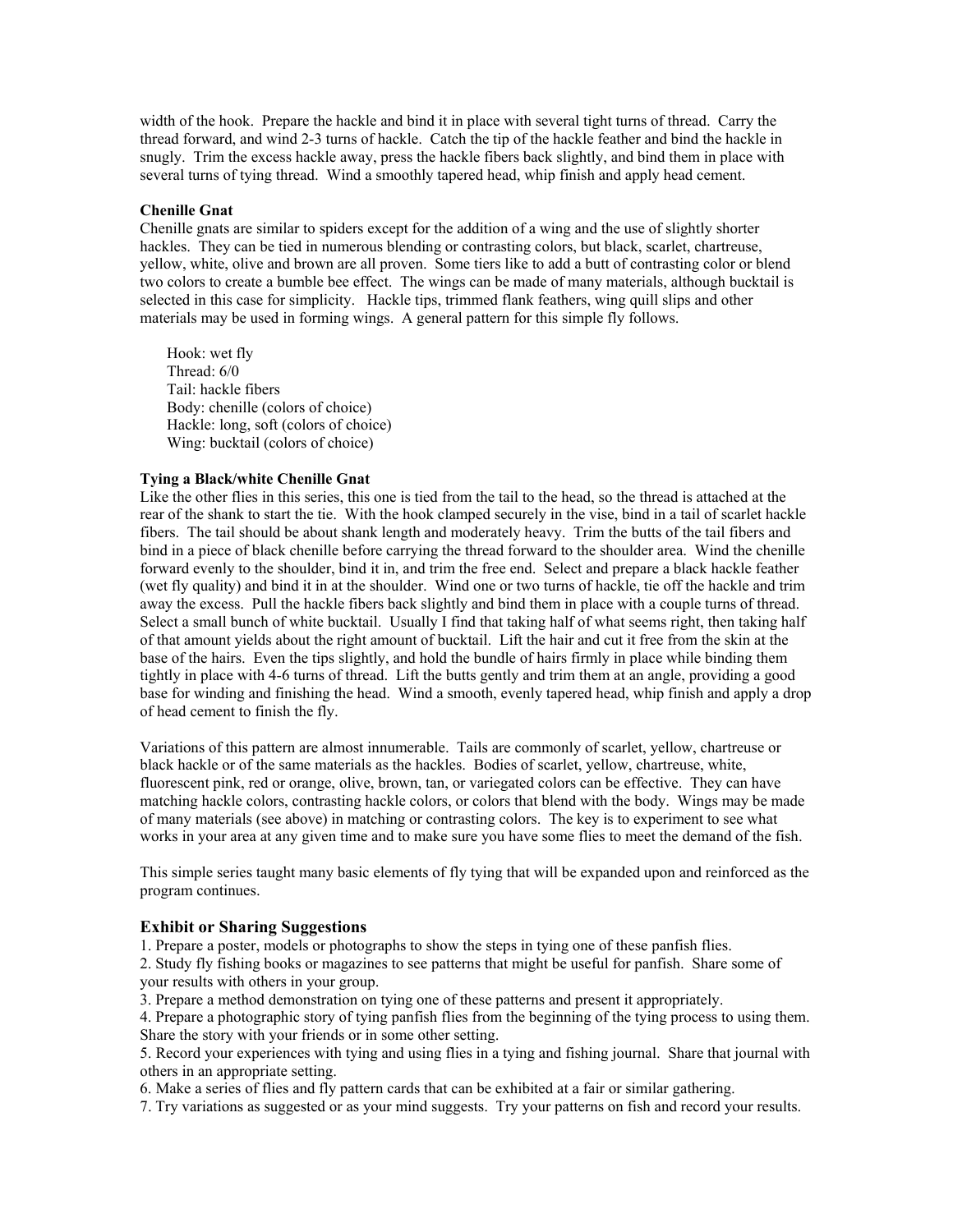width of the hook. Prepare the hackle and bind it in place with several tight turns of thread. Carry the thread forward, and wind 2-3 turns of hackle. Catch the tip of the hackle feather and bind the hackle in snugly. Trim the excess hackle away, press the hackle fibers back slightly, and bind them in place with several turns of tying thread. Wind a smoothly tapered head, whip finish and apply head cement.

**Chenille Gnat**

Chenille gnats are similar to spiders except for the addition of a wing and the use of slightly shorter hackles. They can be tied in numerous blending or contrasting colors, but black, scarlet, chartreuse, yellow, white, olive and brown are all proven. Some tiers like to add a butt of contrasting color or blend two colors to create a bumble bee effect. The wings can be made of many materials, although bucktail is selected in this case for simplicity. Hackle tips, trimmed flank feathers, wing quill slips and other materials may be used in forming wings. A general pattern for this simple fly follows.

Hook: wet fly
Thread: 6/0
Tail: hackle fibers
Body: chenille (colors of choice)
Hackle: long, soft (colors of choice)
Wing: bucktail (colors of choice)

**Tying a Black/white Chenille Gnat**

Like the other flies in this series, this one is tied from the tail to the head, so the thread is attached at the rear of the shank to start the tie. With the hook clamped securely in the vise, bind in a tail of scarlet hackle fibers. The tail should be about shank length and moderately heavy. Trim the butts of the tail fibers and bind in a piece of black chenille before carrying the thread forward to the shoulder area. Wind the chenille forward evenly to the shoulder, bind it in, and trim the free end. Select and prepare a black hackle feather (wet fly quality) and bind it in at the shoulder. Wind one or two turns of hackle, tie off the hackle and trim away the excess. Pull the hackle fibers back slightly and bind them in place with a couple turns of thread. Select a small bunch of white bucktail. Usually I find that taking half of what seems right, then taking half of that amount yields about the right amount of bucktail. Lift the hair and cut it free from the skin at the base of the hairs. Even the tips slightly, and hold the bundle of hairs firmly in place while binding them tightly in place with 4-6 turns of thread. Lift the butts gently and trim them at an angle, providing a good base for winding and finishing the head. Wind a smooth, evenly tapered head, whip finish and apply a drop of head cement to finish the fly.

Variations of this pattern are almost innumerable. Tails are commonly of scarlet, yellow, chartreuse or black hackle or of the same materials as the hackles. Bodies of scarlet, yellow, chartreuse, white, fluorescent pink, red or orange, olive, brown, tan, or variegated colors can be effective. They can have matching hackle colors, contrasting hackle colors, or colors that blend with the body. Wings may be made of many materials (see above) in matching or contrasting colors. The key is to experiment to see what works in your area at any given time and to make sure you have some flies to meet the demand of the fish.

This simple series taught many basic elements of fly tying that will be expanded upon and reinforced as the program continues.

## Exhibit or Sharing Suggestions

1. Prepare a poster, models or photographs to show the steps in tying one of these panfish flies.
2. Study fly fishing books or magazines to see patterns that might be useful for panfish. Share some of your results with others in your group.
3. Prepare a method demonstration on tying one of these patterns and present it appropriately.
4. Prepare a photographic story of tying panfish flies from the beginning of the tying process to using them. Share the story with your friends or in some other setting.
5. Record your experiences with tying and using flies in a tying and fishing journal. Share that journal with others in an appropriate setting.
6. Make a series of flies and fly pattern cards that can be exhibited at a fair or similar gathering.
7. Try variations as suggested or as your mind suggests. Try your patterns on fish and record your results.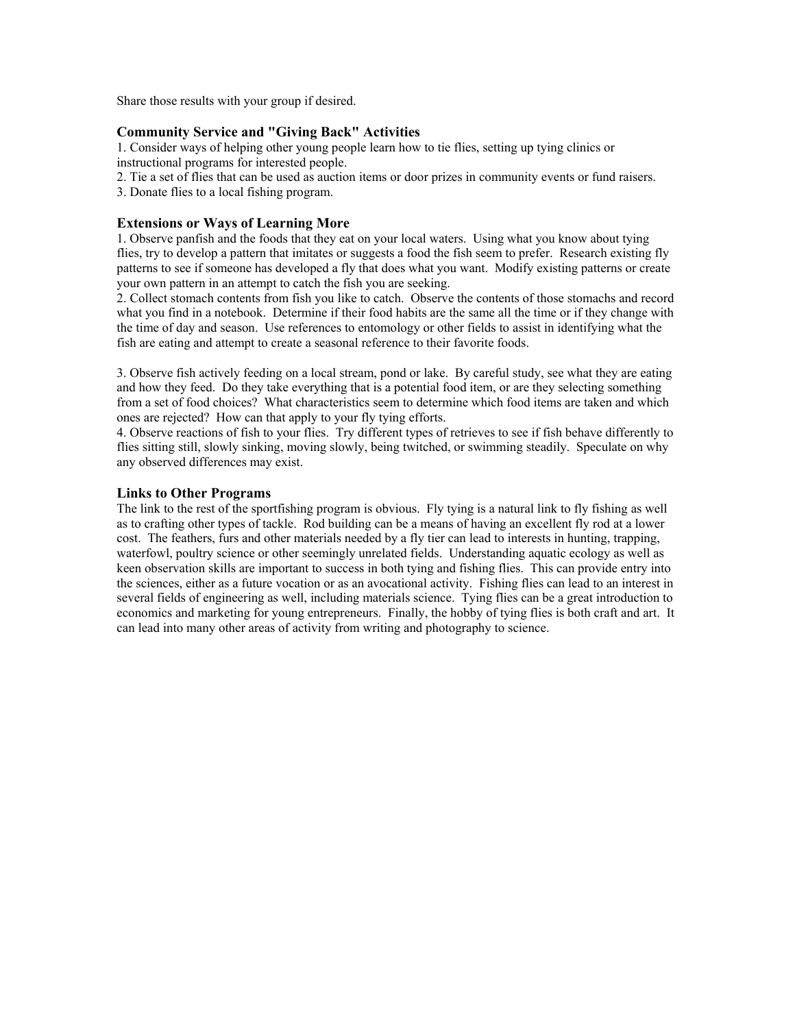Share those results with your group if desired.

### Community Service and "Giving Back" Activities

1. Consider ways of helping other young people learn how to tie flies, setting up tying clinics or instructional programs for interested people.
2. Tie a set of flies that can be used as auction items or door prizes in community events or fund raisers.
3. Donate flies to a local fishing program.

### Extensions or Ways of Learning More

1. Observe panfish and the foods that they eat on your local waters. Using what you know about tying flies, try to develop a pattern that imitates or suggests a food the fish seem to prefer. Research existing fly patterns to see if someone has developed a fly that does what you want. Modify existing patterns or create your own pattern in an attempt to catch the fish you are seeking.
2. Collect stomach contents from fish you like to catch. Observe the contents of those stomachs and record what you find in a notebook. Determine if their food habits are the same all the time or if they change with the time of day and season. Use references to entomology or other fields to assist in identifying what the fish are eating and attempt to create a seasonal reference to their favorite foods.

3. Observe fish actively feeding on a local stream, pond or lake. By careful study, see what they are eating and how they feed. Do they take everything that is a potential food item, or are they selecting something from a set of food choices? What characteristics seem to determine which food items are taken and which ones are rejected? How can that apply to your fly tying efforts.
4. Observe reactions of fish to your flies. Try different types of retrieves to see if fish behave differently to flies sitting still, slowly sinking, moving slowly, being twitched, or swimming steadily. Speculate on why any observed differences may exist.

### Links to Other Programs

The link to the rest of the sportfishing program is obvious. Fly tying is a natural link to fly fishing as well as to crafting other types of tackle. Rod building can be a means of having an excellent fly rod at a lower cost. The feathers, furs and other materials needed by a fly tier can lead to interests in hunting, trapping, waterfowl, poultry science or other seemingly unrelated fields. Understanding aquatic ecology as well as keen observation skills are important to success in both tying and fishing flies. This can provide entry into the sciences, either as a future vocation or as an avocational activity. Fishing flies can lead to an interest in several fields of engineering as well, including materials science. Tying flies can be a great introduction to economics and marketing for young entrepreneurs. Finally, the hobby of tying flies is both craft and art. It can lead into many other areas of activity from writing and photography to science.